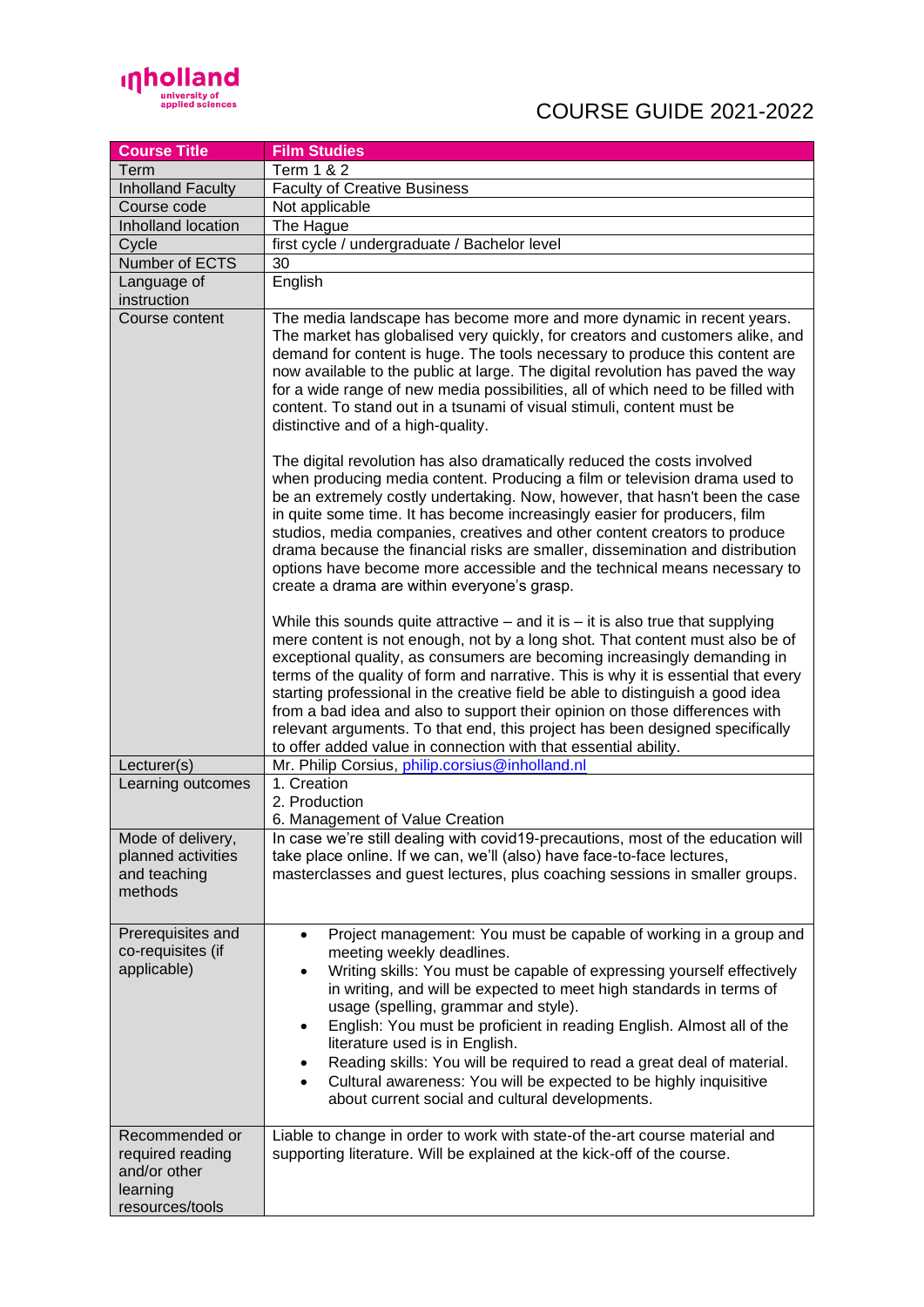inholland university of applied sciences

COURSE GUIDE 2021-2022

| Course Title | Film Studies |
|---|---|
| Term | Term 1 & 2 |
| Inholland Faculty | Faculty of Creative Business |
| Course code | Not applicable |
| Inholland location | The Hague |
| Cycle | first cycle / undergraduate / Bachelor level |
| Number of ECTS | 30 |
| Language of instruction | English |
| Course content | The media landscape has become more and more dynamic in recent years. The market has globalised very quickly, for creators and customers alike, and demand for content is huge. The tools necessary to produce this content are now available to the public at large. The digital revolution has paved the way for a wide range of new media possibilities, all of which need to be filled with content. To stand out in a tsunami of visual stimuli, content must be distinctive and of a high-quality.<br><br>The digital revolution has also dramatically reduced the costs involved when producing media content. Producing a film or television drama used to be an extremely costly undertaking. Now, however, that hasn't been the case in quite some time. It has become increasingly easier for producers, film studios, media companies, creatives and other content creators to produce drama because the financial risks are smaller, dissemination and distribution options have become more accessible and the technical means necessary to create a drama are within everyone's grasp.<br><br>While this sounds quite attractive – and it is – it is also true that supplying mere content is not enough, not by a long shot. That content must also be of exceptional quality, as consumers are becoming increasingly demanding in terms of the quality of form and narrative. This is why it is essential that every starting professional in the creative field be able to distinguish a good idea from a bad idea and also to support their opinion on those differences with relevant arguments. To that end, this project has been designed specifically to offer added value in connection with that essential ability. |
| Lecturer(s) | Mr. Philip Corsius, philip.corsius@inholland.nl |
| Learning outcomes | 1. Creation<br>2. Production<br>6. Management of Value Creation |
| Mode of delivery, planned activities and teaching methods | In case we're still dealing with covid19-precautions, most of the education will take place online. If we can, we'll (also) have face-to-face lectures, masterclasses and guest lectures, plus coaching sessions in smaller groups. |
| Prerequisites and co-requisites (if applicable) | • Project management: You must be capable of working in a group and meeting weekly deadlines.<br>• Writing skills: You must be capable of expressing yourself effectively in writing, and will be expected to meet high standards in terms of usage (spelling, grammar and style).<br>• English: You must be proficient in reading English. Almost all of the literature used is in English.<br>• Reading skills: You will be required to read a great deal of material.<br>• Cultural awareness: You will be expected to be highly inquisitive about current social and cultural developments. |
| Recommended or required reading and/or other learning resources/tools | Liable to change in order to work with state-of-the-art course material and supporting literature. Will be explained at the kick-off of the course. |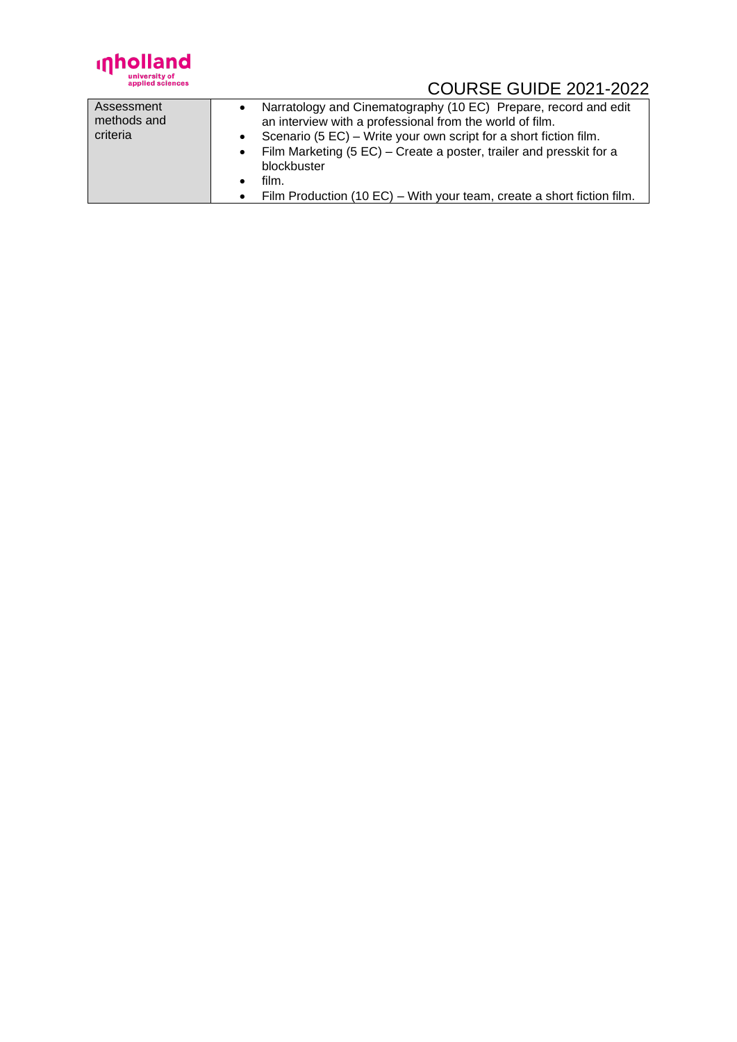| | |
|---|---|
| Assessment methods and criteria | • Narratology and Cinematography (10 EC)  Prepare, record and edit an interview with a professional from the world of film.<br>• Scenario (5 EC) – Write your own script for a short fiction film.<br>• Film Marketing (5 EC) – Create a poster, trailer and presskit for a blockbuster<br>• film.<br>• Film Production (10 EC) – With your team, create a short fiction film. |